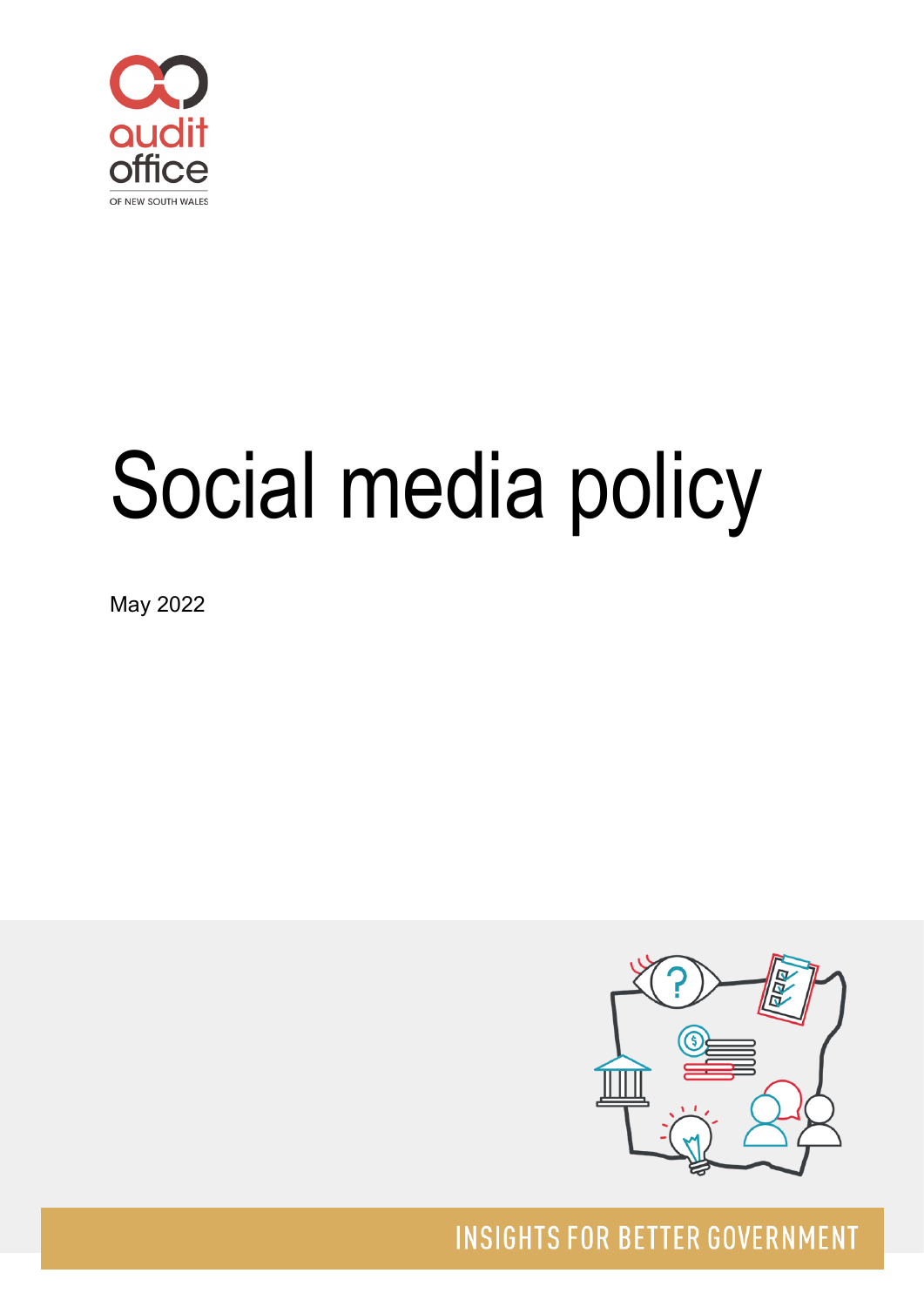audit office OF NEW SOUTH WALES

# Social media policy

May 2022

INSIGHTS FOR BETTER GOVERNMENT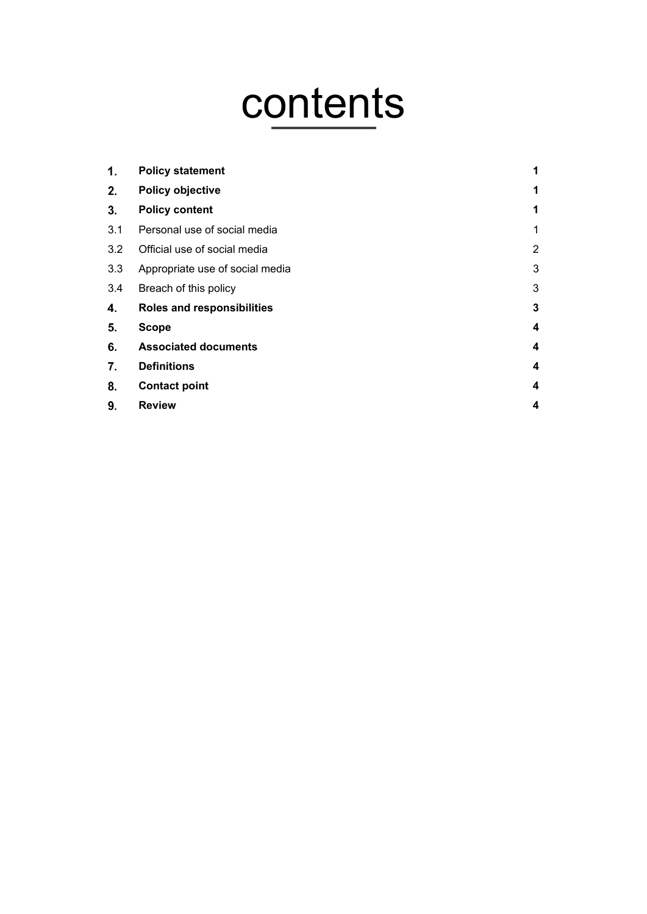# contents

| | | |
|---|---|---|
| **1.** | **Policy statement** | **1** |
| **2.** | **Policy objective** | **1** |
| **3.** | **Policy content** | **1** |
| 3.1 | Personal use of social media | 1 |
| 3.2 | Official use of social media | 2 |
| 3.3 | Appropriate use of social media | 3 |
| 3.4 | Breach of this policy | 3 |
| **4.** | **Roles and responsibilities** | **3** |
| **5.** | **Scope** | **4** |
| **6.** | **Associated documents** | **4** |
| **7.** | **Definitions** | **4** |
| **8.** | **Contact point** | **4** |
| **9.** | **Review** | **4** |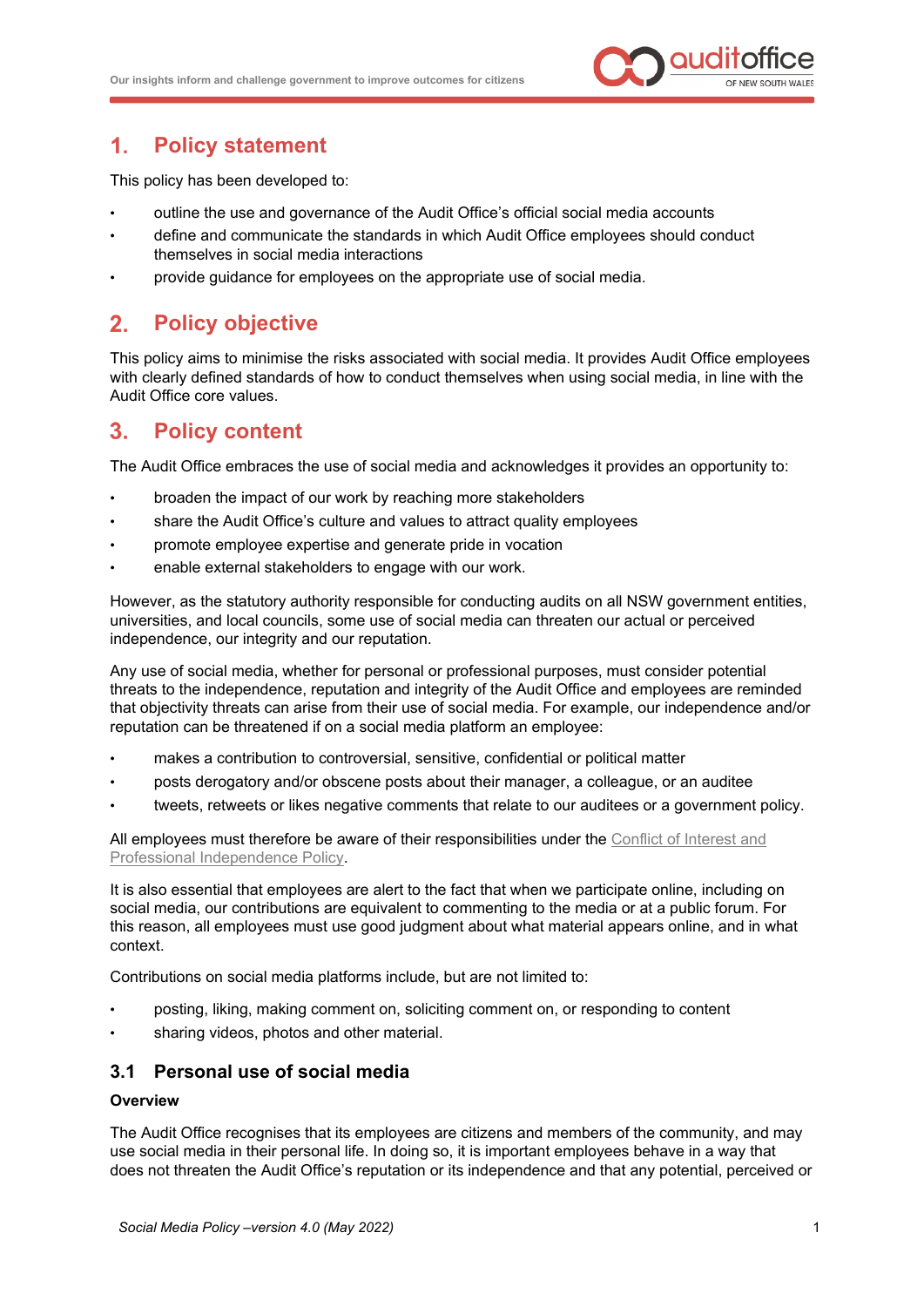## 1. Policy statement

This policy has been developed to:

- outline the use and governance of the Audit Office's official social media accounts
- define and communicate the standards in which Audit Office employees should conduct themselves in social media interactions
- provide guidance for employees on the appropriate use of social media.

## 2. Policy objective

This policy aims to minimise the risks associated with social media. It provides Audit Office employees with clearly defined standards of how to conduct themselves when using social media, in line with the Audit Office core values.

## 3. Policy content

The Audit Office embraces the use of social media and acknowledges it provides an opportunity to:

- broaden the impact of our work by reaching more stakeholders
- share the Audit Office's culture and values to attract quality employees
- promote employee expertise and generate pride in vocation
- enable external stakeholders to engage with our work.

However, as the statutory authority responsible for conducting audits on all NSW government entities, universities, and local councils, some use of social media can threaten our actual or perceived independence, our integrity and our reputation.

Any use of social media, whether for personal or professional purposes, must consider potential threats to the independence, reputation and integrity of the Audit Office and employees are reminded that objectivity threats can arise from their use of social media. For example, our independence and/or reputation can be threatened if on a social media platform an employee:

- makes a contribution to controversial, sensitive, confidential or political matter
- posts derogatory and/or obscene posts about their manager, a colleague, or an auditee
- tweets, retweets or likes negative comments that relate to our auditees or a government policy.

All employees must therefore be aware of their responsibilities under the Conflict of Interest and Professional Independence Policy.

It is also essential that employees are alert to the fact that when we participate online, including on social media, our contributions are equivalent to commenting to the media or at a public forum. For this reason, all employees must use good judgment about what material appears online, and in what context.

Contributions on social media platforms include, but are not limited to:

- posting, liking, making comment on, soliciting comment on, or responding to content
- sharing videos, photos and other material.

### 3.1 Personal use of social media

**Overview**

The Audit Office recognises that its employees are citizens and members of the community, and may use social media in their personal life. In doing so, it is important employees behave in a way that does not threaten the Audit Office's reputation or its independence and that any potential, perceived or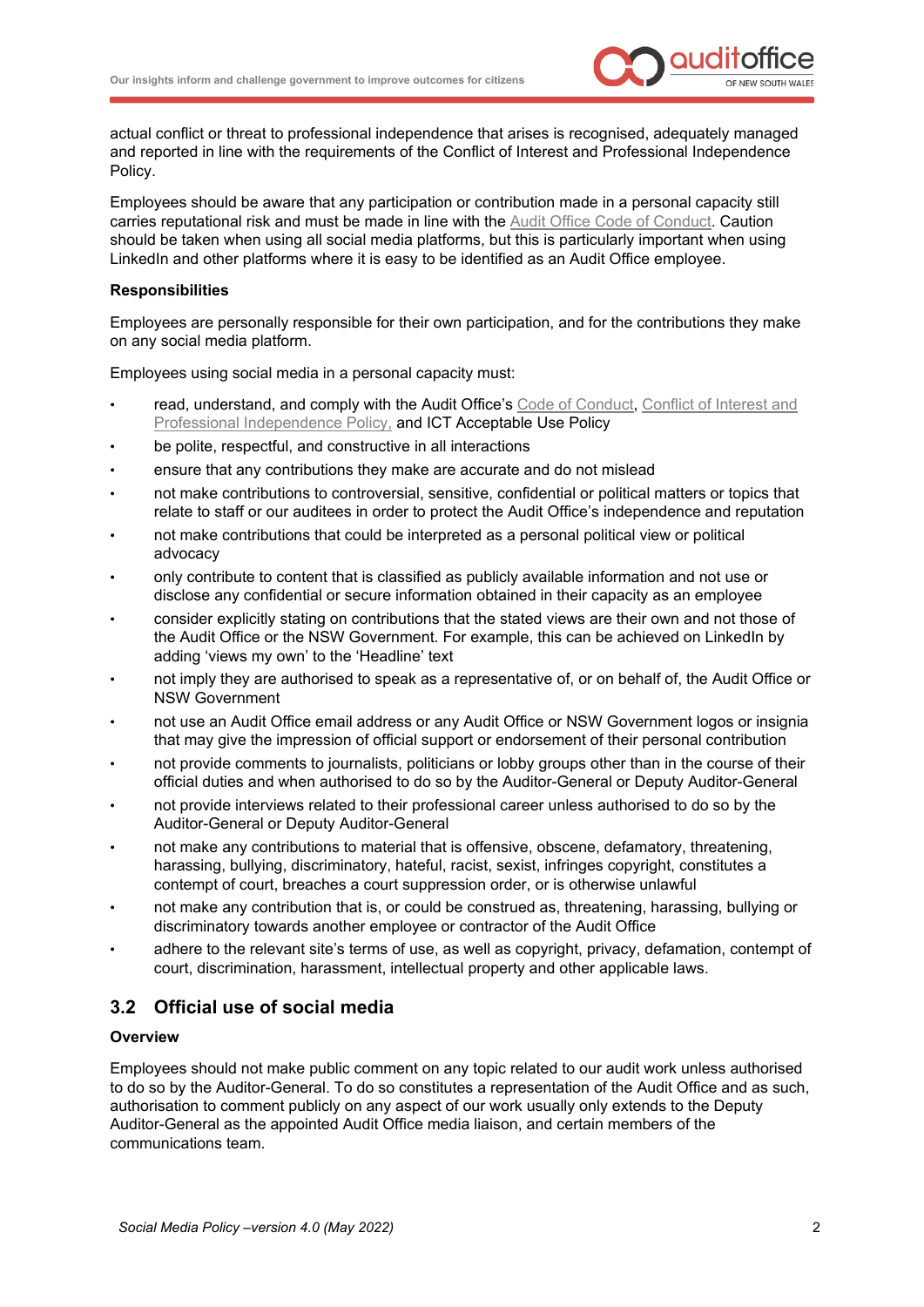actual conflict or threat to professional independence that arises is recognised, adequately managed and reported in line with the requirements of the Conflict of Interest and Professional Independence Policy.

Employees should be aware that any participation or contribution made in a personal capacity still carries reputational risk and must be made in line with the Audit Office Code of Conduct. Caution should be taken when using all social media platforms, but this is particularly important when using LinkedIn and other platforms where it is easy to be identified as an Audit Office employee.

**Responsibilities**

Employees are personally responsible for their own participation, and for the contributions they make on any social media platform.

Employees using social media in a personal capacity must:

- read, understand, and comply with the Audit Office's Code of Conduct, Conflict of Interest and Professional Independence Policy, and ICT Acceptable Use Policy
- be polite, respectful, and constructive in all interactions
- ensure that any contributions they make are accurate and do not mislead
- not make contributions to controversial, sensitive, confidential or political matters or topics that relate to staff or our auditees in order to protect the Audit Office's independence and reputation
- not make contributions that could be interpreted as a personal political view or political advocacy
- only contribute to content that is classified as publicly available information and not use or disclose any confidential or secure information obtained in their capacity as an employee
- consider explicitly stating on contributions that the stated views are their own and not those of the Audit Office or the NSW Government. For example, this can be achieved on LinkedIn by adding 'views my own' to the 'Headline' text
- not imply they are authorised to speak as a representative of, or on behalf of, the Audit Office or NSW Government
- not use an Audit Office email address or any Audit Office or NSW Government logos or insignia that may give the impression of official support or endorsement of their personal contribution
- not provide comments to journalists, politicians or lobby groups other than in the course of their official duties and when authorised to do so by the Auditor-General or Deputy Auditor-General
- not provide interviews related to their professional career unless authorised to do so by the Auditor-General or Deputy Auditor-General
- not make any contributions to material that is offensive, obscene, defamatory, threatening, harassing, bullying, discriminatory, hateful, racist, sexist, infringes copyright, constitutes a contempt of court, breaches a court suppression order, or is otherwise unlawful
- not make any contribution that is, or could be construed as, threatening, harassing, bullying or discriminatory towards another employee or contractor of the Audit Office
- adhere to the relevant site's terms of use, as well as copyright, privacy, defamation, contempt of court, discrimination, harassment, intellectual property and other applicable laws.

## 3.2 Official use of social media

**Overview**

Employees should not make public comment on any topic related to our audit work unless authorised to do so by the Auditor-General. To do so constitutes a representation of the Audit Office and as such, authorisation to comment publicly on any aspect of our work usually only extends to the Deputy Auditor-General as the appointed Audit Office media liaison, and certain members of the communications team.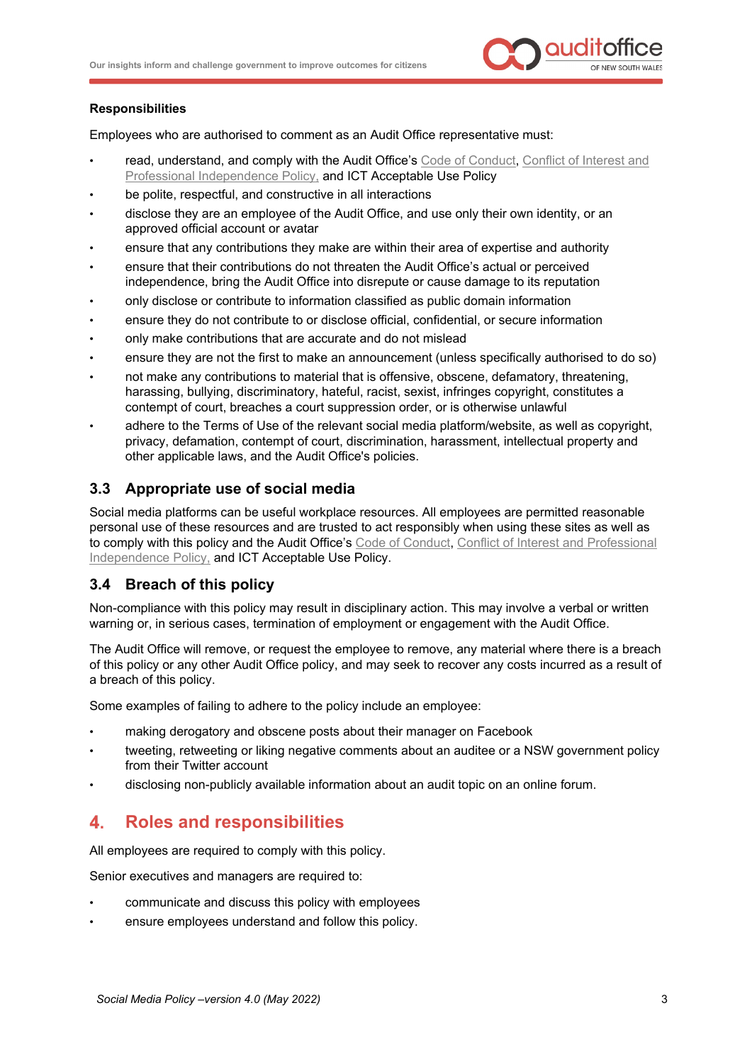**Responsibilities**

Employees who are authorised to comment as an Audit Office representative must:

- read, understand, and comply with the Audit Office's Code of Conduct, Conflict of Interest and Professional Independence Policy, and ICT Acceptable Use Policy
- be polite, respectful, and constructive in all interactions
- disclose they are an employee of the Audit Office, and use only their own identity, or an approved official account or avatar
- ensure that any contributions they make are within their area of expertise and authority
- ensure that their contributions do not threaten the Audit Office's actual or perceived independence, bring the Audit Office into disrepute or cause damage to its reputation
- only disclose or contribute to information classified as public domain information
- ensure they do not contribute to or disclose official, confidential, or secure information
- only make contributions that are accurate and do not mislead
- ensure they are not the first to make an announcement (unless specifically authorised to do so)
- not make any contributions to material that is offensive, obscene, defamatory, threatening, harassing, bullying, discriminatory, hateful, racist, sexist, infringes copyright, constitutes a contempt of court, breaches a court suppression order, or is otherwise unlawful
- adhere to the Terms of Use of the relevant social media platform/website, as well as copyright, privacy, defamation, contempt of court, discrimination, harassment, intellectual property and other applicable laws, and the Audit Office's policies.

### 3.3 Appropriate use of social media

Social media platforms can be useful workplace resources. All employees are permitted reasonable personal use of these resources and are trusted to act responsibly when using these sites as well as to comply with this policy and the Audit Office's Code of Conduct, Conflict of Interest and Professional Independence Policy, and ICT Acceptable Use Policy.

### 3.4 Breach of this policy

Non-compliance with this policy may result in disciplinary action. This may involve a verbal or written warning or, in serious cases, termination of employment or engagement with the Audit Office.

The Audit Office will remove, or request the employee to remove, any material where there is a breach of this policy or any other Audit Office policy, and may seek to recover any costs incurred as a result of a breach of this policy.

Some examples of failing to adhere to the policy include an employee:

- making derogatory and obscene posts about their manager on Facebook
- tweeting, retweeting or liking negative comments about an auditee or a NSW government policy from their Twitter account
- disclosing non-publicly available information about an audit topic on an online forum.

## 4. Roles and responsibilities

All employees are required to comply with this policy.

Senior executives and managers are required to:

- communicate and discuss this policy with employees
- ensure employees understand and follow this policy.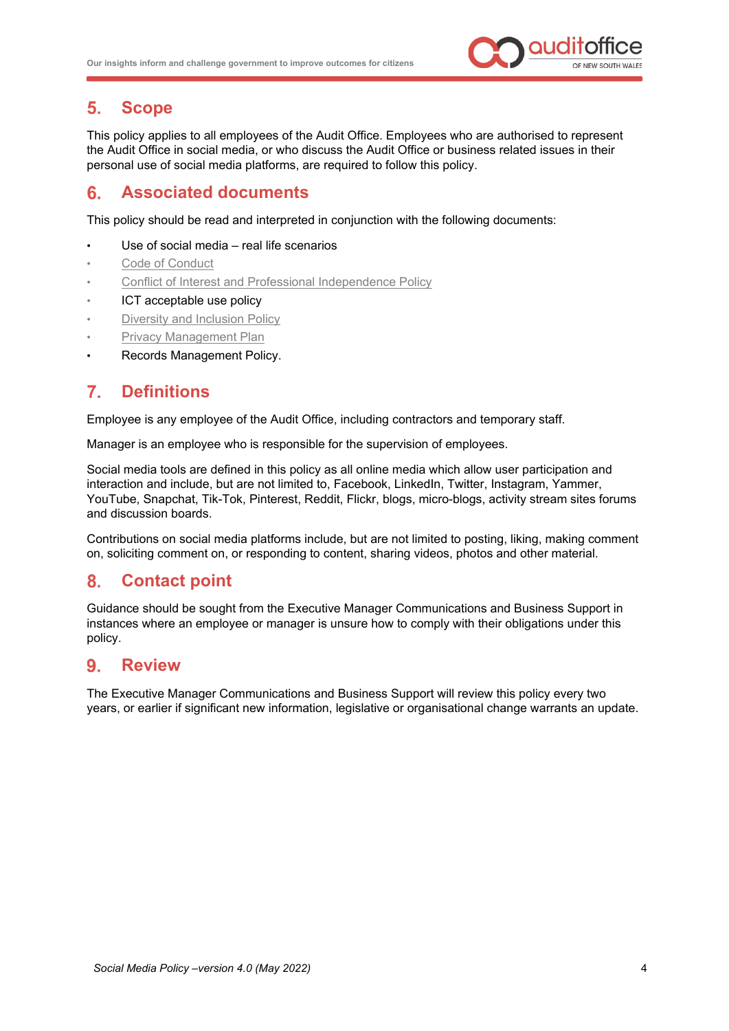## 5. Scope

This policy applies to all employees of the Audit Office. Employees who are authorised to represent the Audit Office in social media, or who discuss the Audit Office or business related issues in their personal use of social media platforms, are required to follow this policy.

## 6. Associated documents

This policy should be read and interpreted in conjunction with the following documents:

- Use of social media – real life scenarios
- Code of Conduct
- Conflict of Interest and Professional Independence Policy
- ICT acceptable use policy
- Diversity and Inclusion Policy
- Privacy Management Plan
- Records Management Policy.

## 7. Definitions

Employee is any employee of the Audit Office, including contractors and temporary staff.

Manager is an employee who is responsible for the supervision of employees.

Social media tools are defined in this policy as all online media which allow user participation and interaction and include, but are not limited to, Facebook, LinkedIn, Twitter, Instagram, Yammer, YouTube, Snapchat, Tik-Tok, Pinterest, Reddit, Flickr, blogs, micro-blogs, activity stream sites forums and discussion boards.

Contributions on social media platforms include, but are not limited to posting, liking, making comment on, soliciting comment on, or responding to content, sharing videos, photos and other material.

## 8. Contact point

Guidance should be sought from the Executive Manager Communications and Business Support in instances where an employee or manager is unsure how to comply with their obligations under this policy.

## 9. Review

The Executive Manager Communications and Business Support will review this policy every two years, or earlier if significant new information, legislative or organisational change warrants an update.